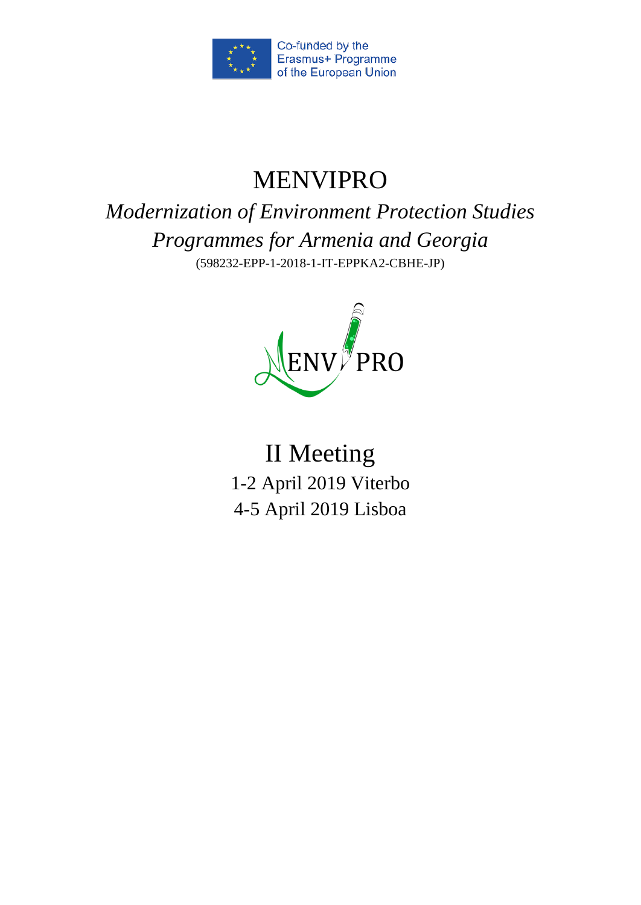Co-funded by the Erasmus+ Programme of the European Union

# MENVIPRO

## *Modernization of Environment Protection Studies Programmes for Armenia and Georgia*

(598232-EPP-1-2018-1-IT-EPPKA2-CBHE-JP)

## II Meeting

1-2 April 2019 Viterbo

4-5 April 2019 Lisboa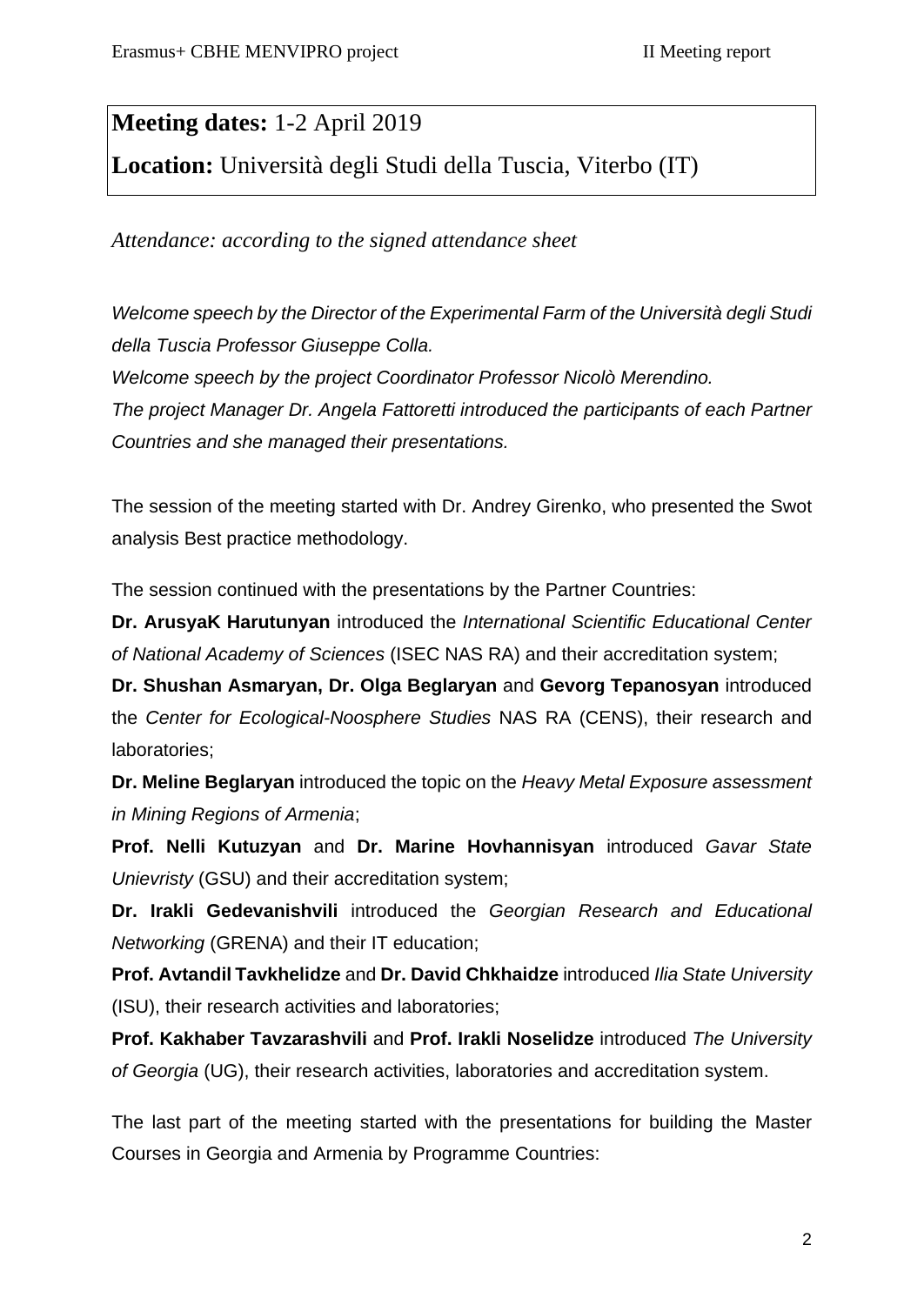**Meeting dates:** 1-2 April 2019

**Location:** Università degli Studi della Tuscia, Viterbo (IT)

*Attendance: according to the signed attendance sheet*

*Welcome speech by the Director of the Experimental Farm of the Università degli Studi della Tuscia Professor Giuseppe Colla.*
*Welcome speech by the project Coordinator Professor Nicolò Merendino.*
*The project Manager Dr. Angela Fattoretti introduced the participants of each Partner Countries and she managed their presentations.*

The session of the meeting started with Dr. Andrey Girenko, who presented the Swot analysis Best practice methodology.

The session continued with the presentations by the Partner Countries:

**Dr. ArusyaK Harutunyan** introduced the *International Scientific Educational Center of National Academy of Sciences* (ISEC NAS RA) and their accreditation system;

**Dr. Shushan Asmaryan, Dr. Olga Beglaryan** and **Gevorg Tepanosyan** introduced the *Center for Ecological-Noosphere Studies* NAS RA (CENS), their research and laboratories;

**Dr. Meline Beglaryan** introduced the topic on the *Heavy Metal Exposure assessment in Mining Regions of Armenia*;

**Prof. Nelli Kutuzyan** and **Dr. Marine Hovhannisyan** introduced *Gavar State Unievristy* (GSU) and their accreditation system;

**Dr. Irakli Gedevanishvili** introduced the *Georgian Research and Educational Networking* (GRENA) and their IT education;

**Prof. Avtandil Tavkhelidze** and **Dr. David Chkhaidze** introduced *Ilia State University* (ISU), their research activities and laboratories;

**Prof. Kakhaber Tavzarashvili** and **Prof. Irakli Noselidze** introduced *The University of Georgia* (UG), their research activities, laboratories and accreditation system.

The last part of the meeting started with the presentations for building the Master Courses in Georgia and Armenia by Programme Countries: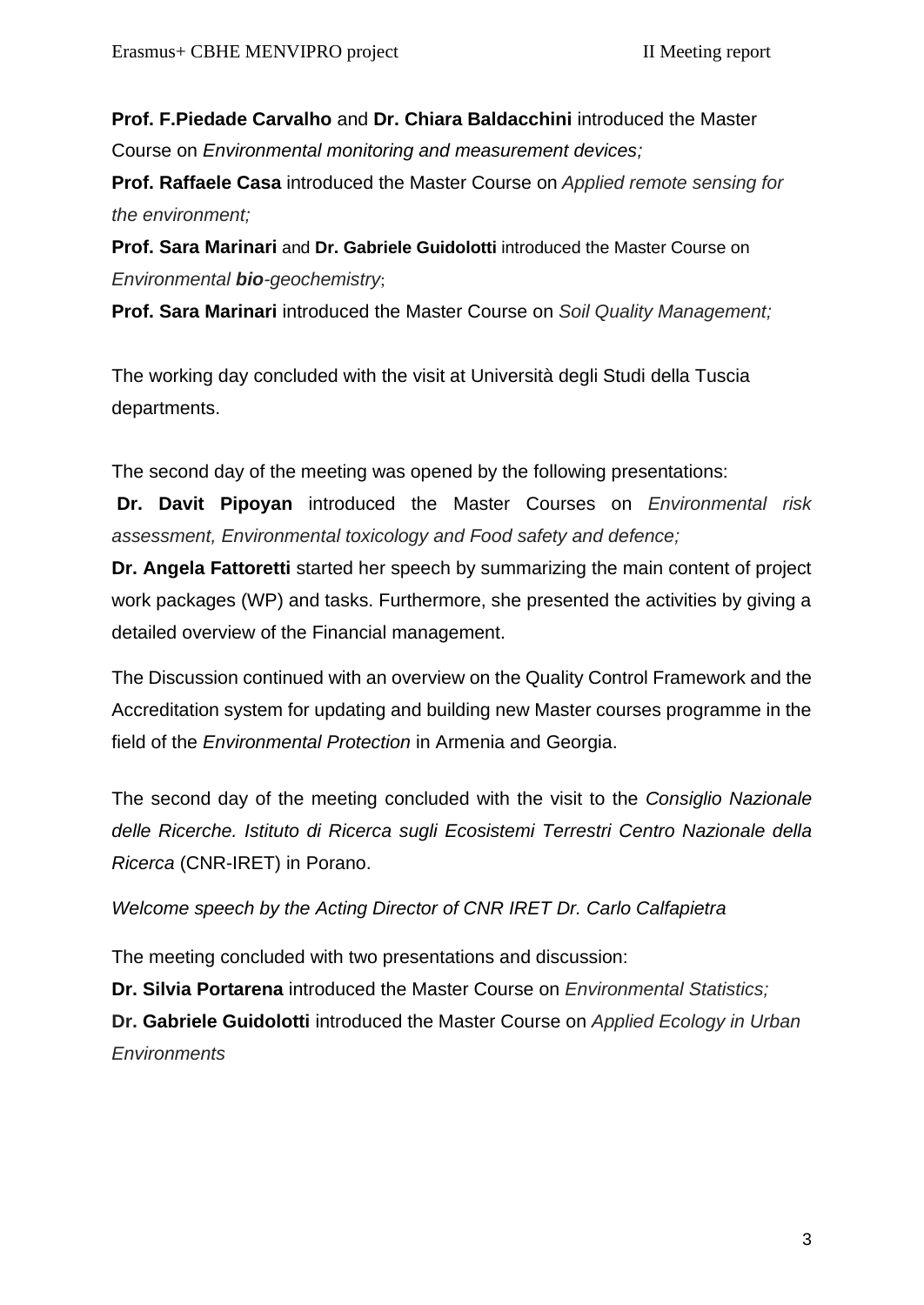**Prof. F.Piedade Carvalho** and **Dr. Chiara Baldacchini** introduced the Master Course on *Environmental monitoring and measurement devices;*

**Prof. Raffaele Casa** introduced the Master Course on *Applied remote sensing for the environment;*

**Prof. Sara Marinari** and **Dr. Gabriele Guidolotti** introduced the Master Course on *Environmental **bio**-geochemistry*;

**Prof. Sara Marinari** introduced the Master Course on *Soil Quality Management;*

The working day concluded with the visit at Università degli Studi della Tuscia departments.

The second day of the meeting was opened by the following presentations:

**Dr. Davit Pipoyan** introduced the Master Courses on *Environmental risk assessment, Environmental toxicology and Food safety and defence;*

**Dr. Angela Fattoretti** started her speech by summarizing the main content of project work packages (WP) and tasks. Furthermore, she presented the activities by giving a detailed overview of the Financial management.

The Discussion continued with an overview on the Quality Control Framework and the Accreditation system for updating and building new Master courses programme in the field of the *Environmental Protection* in Armenia and Georgia.

The second day of the meeting concluded with the visit to the *Consiglio Nazionale delle Ricerche. Istituto di Ricerca sugli Ecosistemi Terrestri Centro Nazionale della Ricerca* (CNR-IRET) in Porano.

*Welcome speech by the Acting Director of CNR IRET Dr. Carlo Calfapietra*

The meeting concluded with two presentations and discussion:

**Dr. Silvia Portarena** introduced the Master Course on *Environmental Statistics;*

**Dr. Gabriele Guidolotti** introduced the Master Course on *Applied Ecology in Urban Environments*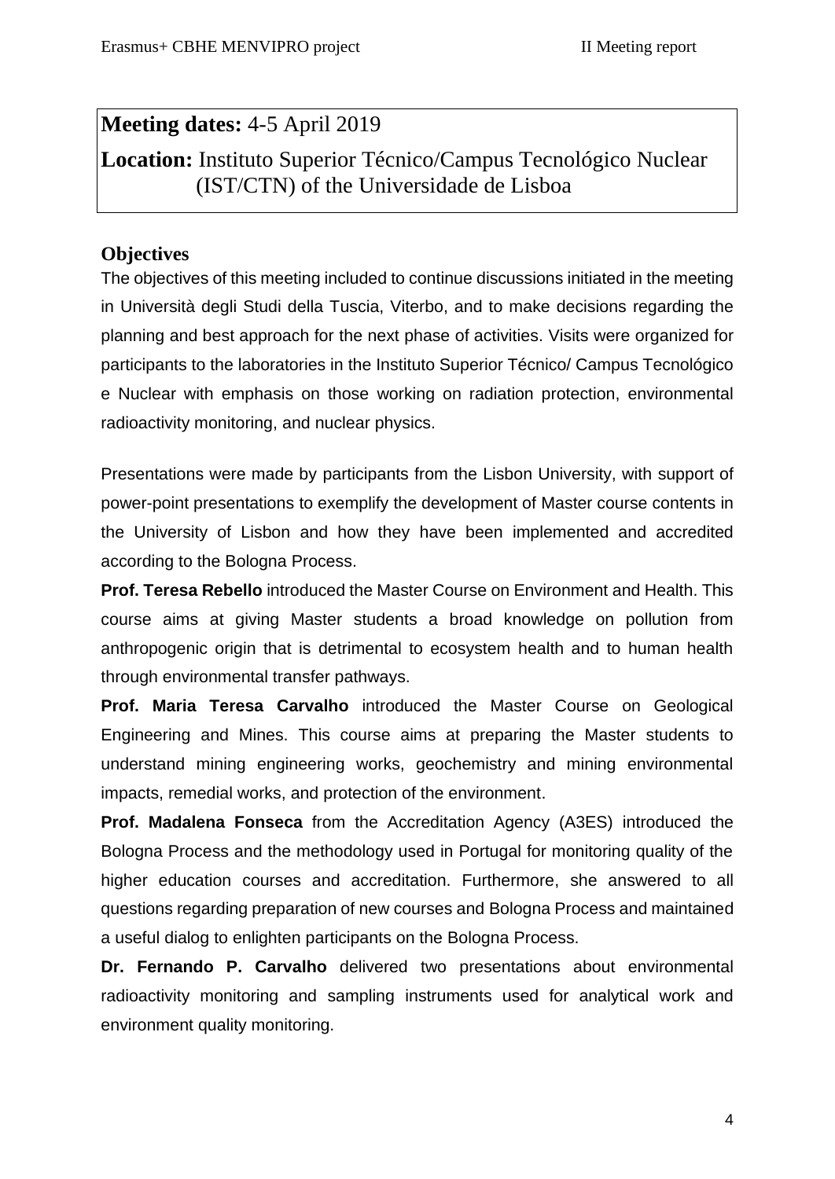**Meeting dates:** 4-5 April 2019

**Location:** Instituto Superior Técnico/Campus Tecnológico Nuclear (IST/CTN) of the Universidade de Lisboa

### Objectives

The objectives of this meeting included to continue discussions initiated in the meeting in Università degli Studi della Tuscia, Viterbo, and to make decisions regarding the planning and best approach for the next phase of activities. Visits were organized for participants to the laboratories in the Instituto Superior Técnico/ Campus Tecnológico e Nuclear with emphasis on those working on radiation protection, environmental radioactivity monitoring, and nuclear physics.

Presentations were made by participants from the Lisbon University, with support of power-point presentations to exemplify the development of Master course contents in the University of Lisbon and how they have been implemented and accredited according to the Bologna Process.

**Prof. Teresa Rebello** introduced the Master Course on Environment and Health. This course aims at giving Master students a broad knowledge on pollution from anthropogenic origin that is detrimental to ecosystem health and to human health through environmental transfer pathways.

**Prof. Maria Teresa Carvalho** introduced the Master Course on Geological Engineering and Mines. This course aims at preparing the Master students to understand mining engineering works, geochemistry and mining environmental impacts, remedial works, and protection of the environment.

**Prof. Madalena Fonseca** from the Accreditation Agency (A3ES) introduced the Bologna Process and the methodology used in Portugal for monitoring quality of the higher education courses and accreditation. Furthermore, she answered to all questions regarding preparation of new courses and Bologna Process and maintained a useful dialog to enlighten participants on the Bologna Process.

**Dr. Fernando P. Carvalho** delivered two presentations about environmental radioactivity monitoring and sampling instruments used for analytical work and environment quality monitoring.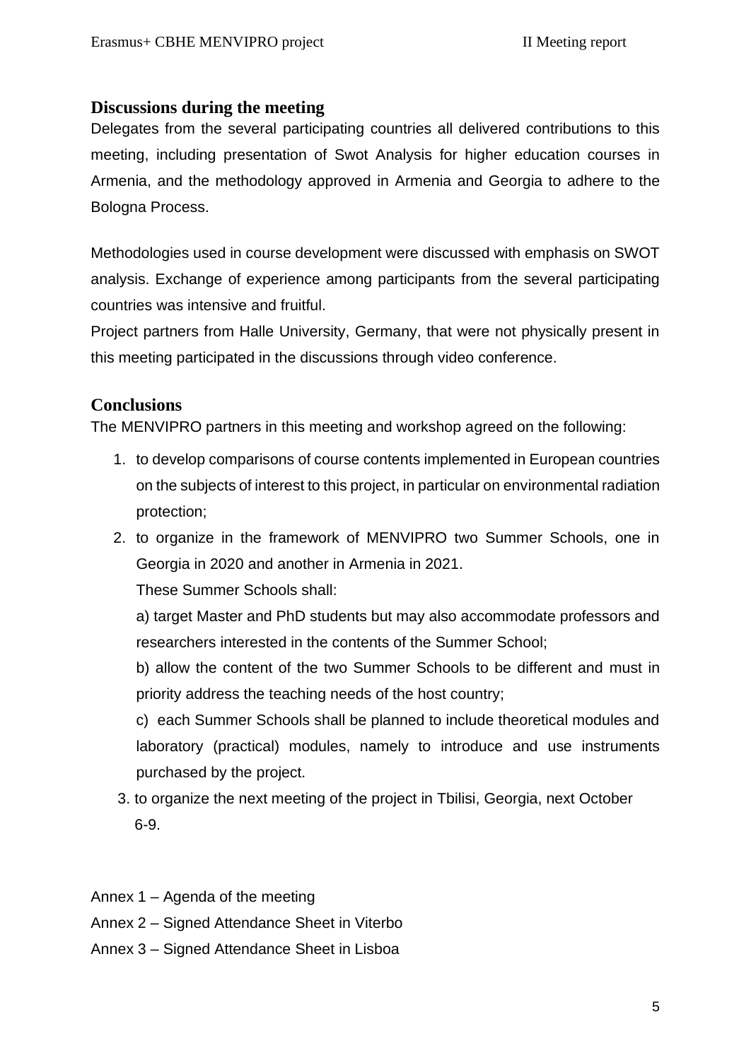## Discussions during the meeting

Delegates from the several participating countries all delivered contributions to this meeting, including presentation of Swot Analysis for higher education courses in Armenia, and the methodology approved in Armenia and Georgia to adhere to the Bologna Process.

Methodologies used in course development were discussed with emphasis on SWOT analysis. Exchange of experience among participants from the several participating countries was intensive and fruitful.

Project partners from Halle University, Germany, that were not physically present in this meeting participated in the discussions through video conference.

## Conclusions

The MENVIPRO partners in this meeting and workshop agreed on the following:

1. to develop comparisons of course contents implemented in European countries on the subjects of interest to this project, in particular on environmental radiation protection;
2. to organize in the framework of MENVIPRO two Summer Schools, one in Georgia in 2020 and another in Armenia in 2021.

   These Summer Schools shall:

   a) target Master and PhD students but may also accommodate professors and researchers interested in the contents of the Summer School;

   b) allow the content of the two Summer Schools to be different and must in priority address the teaching needs of the host country;

   c) each Summer Schools shall be planned to include theoretical modules and laboratory (practical) modules, namely to introduce and use instruments purchased by the project.
3. to organize the next meeting of the project in Tbilisi, Georgia, next October 6-9.

Annex 1 – Agenda of the meeting

Annex 2 – Signed Attendance Sheet in Viterbo

Annex 3 – Signed Attendance Sheet in Lisboa